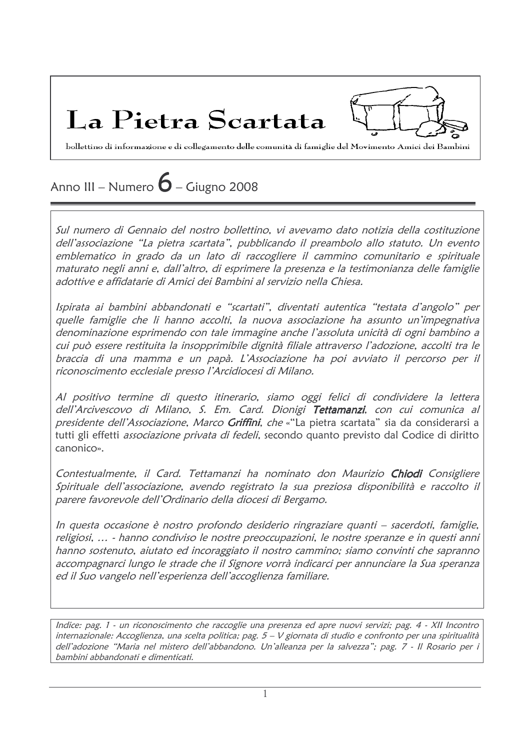# La Pietra Scartata

bollettino di informazione e di collegamento delle comunità di famiglie del Movimento Amici dei Bambini

Anno III – Numero **6** – Giugno 2008

*Sul numero di Gennaio del nostro bollettino, vi avevamo dato notizia della costituzione dell'associazione "La pietra scartata", pubblicando il preambolo allo statuto. Un evento emblematico in grado da un lato di raccogliere il cammino comunitario e spirituale maturato negli anni e, dall'altro, di esprimere la presenza e la testimonianza delle famiglie adottive e affidatarie di Amici dei Bambini al servizio nella Chiesa.*

*Ispirata ai bambini abbandonati e "scartati", diventati autentica "testata d'angolo" per quelle famiglie che li hanno accolti, la nuova associazione ha assunto un'impegnativa denominazione esprimendo con tale immagine anche l'assoluta unicità di ogni bambino a cui può essere restituita la insopprimibile dignità filiale attraverso l'adozione, accolti tra le braccia di una mamma e un papà. L'Associazione ha poi avviato il percorso per il riconoscimento ecclesiale presso l'Arcidiocesi di Milano.*

*Al positivo termine di questo itinerario, siamo oggi felici di condividere la lettera dell'Arcivescovo di Milano, S. Em. Card. Dionigi **Tettamanzi**, con cui comunica al presidente dell'Associazione, Marco **Griffini**, che* «"La pietra scartata" sia da considerarsi a tutti gli effetti *associazione privata di fedeli*, secondo quanto previsto dal Codice di diritto canonico».

*Contestualmente, il Card. Tettamanzi ha nominato don Maurizio **Chiodi** Consigliere Spirituale dell'associazione, avendo registrato la sua preziosa disponibilità e raccolto il parere favorevole dell'Ordinario della diocesi di Bergamo.*

*In questa occasione è nostro profondo desiderio ringraziare quanti – sacerdoti, famiglie, religiosi, … - hanno condiviso le nostre preoccupazioni, le nostre speranze e in questi anni hanno sostenuto, aiutato ed incoraggiato il nostro cammino; siamo convinti che sapranno accompagnarci lungo le strade che il Signore vorrà indicarci per annunciare la Sua speranza ed il Suo vangelo nell'esperienza dell'accoglienza familiare.*

*Indice: pag. 1 - un riconoscimento che raccoglie una presenza ed apre nuovi servizi; pag. 4 - XII Incontro internazionale: Accoglienza, una scelta politica; pag. 5 – V giornata di studio e confronto per una spiritualità dell'adozione "Maria nel mistero dell'abbandono. Un'alleanza per la salvezza"; pag. 7 - Il Rosario per i bambini abbandonati e dimenticati.*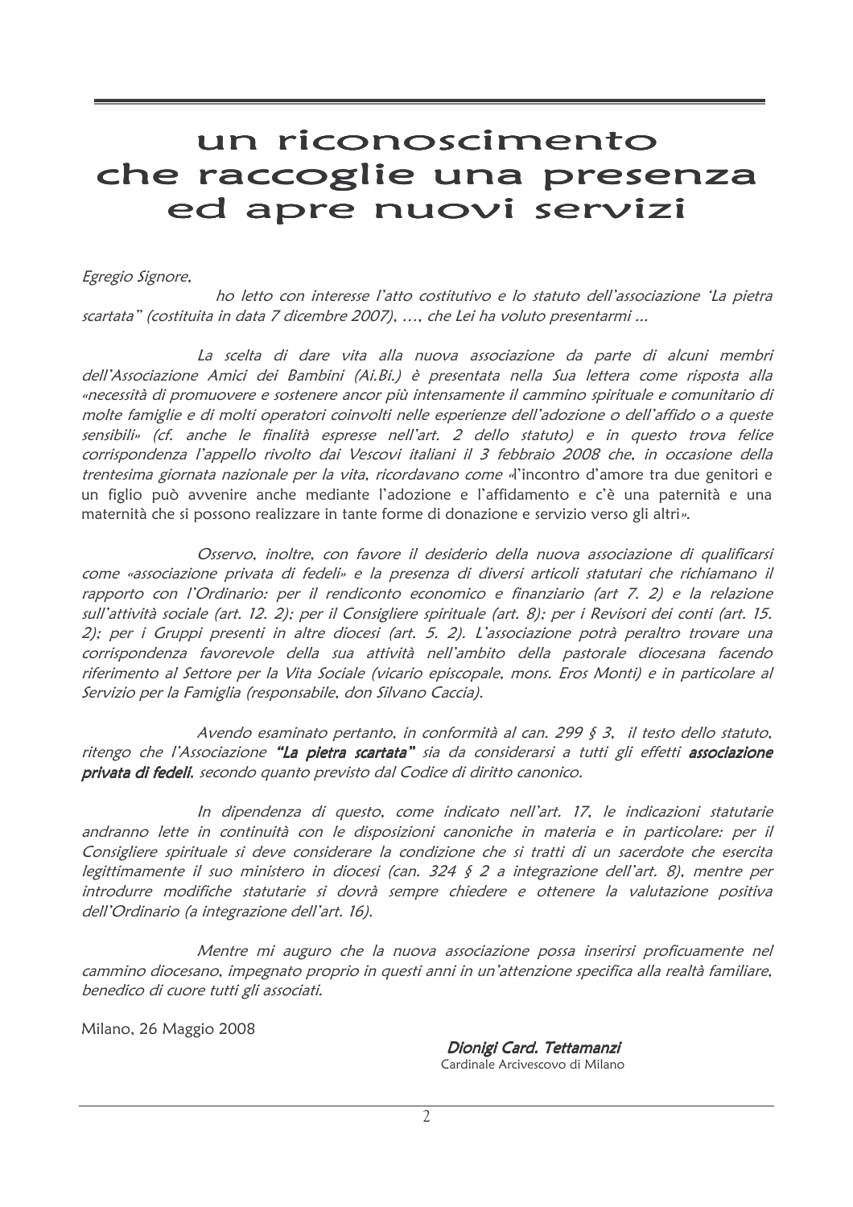# un riconoscimento che raccoglie una presenza ed apre nuovi servizi

*Egregio Signore,*

*ho letto con interesse l'atto costitutivo e lo statuto dell'associazione 'La pietra scartata" (costituita in data 7 dicembre 2007), …, che Lei ha voluto presentarmi ...*

*La scelta di dare vita alla nuova associazione da parte di alcuni membri dell'Associazione Amici dei Bambini (Ai.Bi.) è presentata nella Sua lettera come risposta alla «necessità di promuovere e sostenere ancor più intensamente il cammino spirituale e comunitario di molte famiglie e di molti operatori coinvolti nelle esperienze dell'adozione o dell'affido o a queste sensibili» (cf. anche le finalità espresse nell'art. 2 dello statuto) e in questo trova felice corrispondenza l'appello rivolto dai Vescovi italiani il 3 febbraio 2008 che, in occasione della trentesima giornata nazionale per la vita, ricordavano come «*l'incontro d'amore tra due genitori e un figlio può avvenire anche mediante l'adozione e l'affidamento e c'è una paternità e una maternità che si possono realizzare in tante forme di donazione e servizio verso gli altri*».*

*Osservo, inoltre, con favore il desiderio della nuova associazione di qualificarsi come «associazione privata di fedeli» e la presenza di diversi articoli statutari che richiamano il rapporto con l'Ordinario: per il rendiconto economico e finanziario (art 7. 2) e la relazione sull'attività sociale (art. 12. 2); per il Consigliere spirituale (art. 8); per i Revisori dei conti (art. 15. 2); per i Gruppi presenti in altre diocesi (art. 5. 2). L'associazione potrà peraltro trovare una corrispondenza favorevole della sua attività nell'ambito della pastorale diocesana facendo riferimento al Settore per la Vita Sociale (vicario episcopale, mons. Eros Monti) e in particolare al Servizio per la Famiglia (responsabile, don Silvano Caccia).*

*Avendo esaminato pertanto, in conformità al can. 299 § 3, il testo dello statuto, ritengo che l'Associazione **"La pietra scartata"** sia da considerarsi a tutti gli effetti **associazione privata di fedeli**, secondo quanto previsto dal Codice di diritto canonico.*

*In dipendenza di questo, come indicato nell'art. 17, le indicazioni statutarie andranno lette in continuità con le disposizioni canoniche in materia e in particolare: per il Consigliere spirituale si deve considerare la condizione che si tratti di un sacerdote che esercita legittimamente il suo ministero in diocesi (can. 324 § 2 a integrazione dell'art. 8), mentre per introdurre modifiche statutarie si dovrà sempre chiedere e ottenere la valutazione positiva dell'Ordinario (a integrazione dell'art. 16).*

*Mentre mi auguro che la nuova associazione possa inserirsi proficuamente nel cammino diocesano, impegnato proprio in questi anni in un'attenzione specifica alla realtà familiare, benedico di cuore tutti gli associati.*

Milano, 26 Maggio 2008

***Dionigi Card. Tettamanzi***
Cardinale Arcivescovo di Milano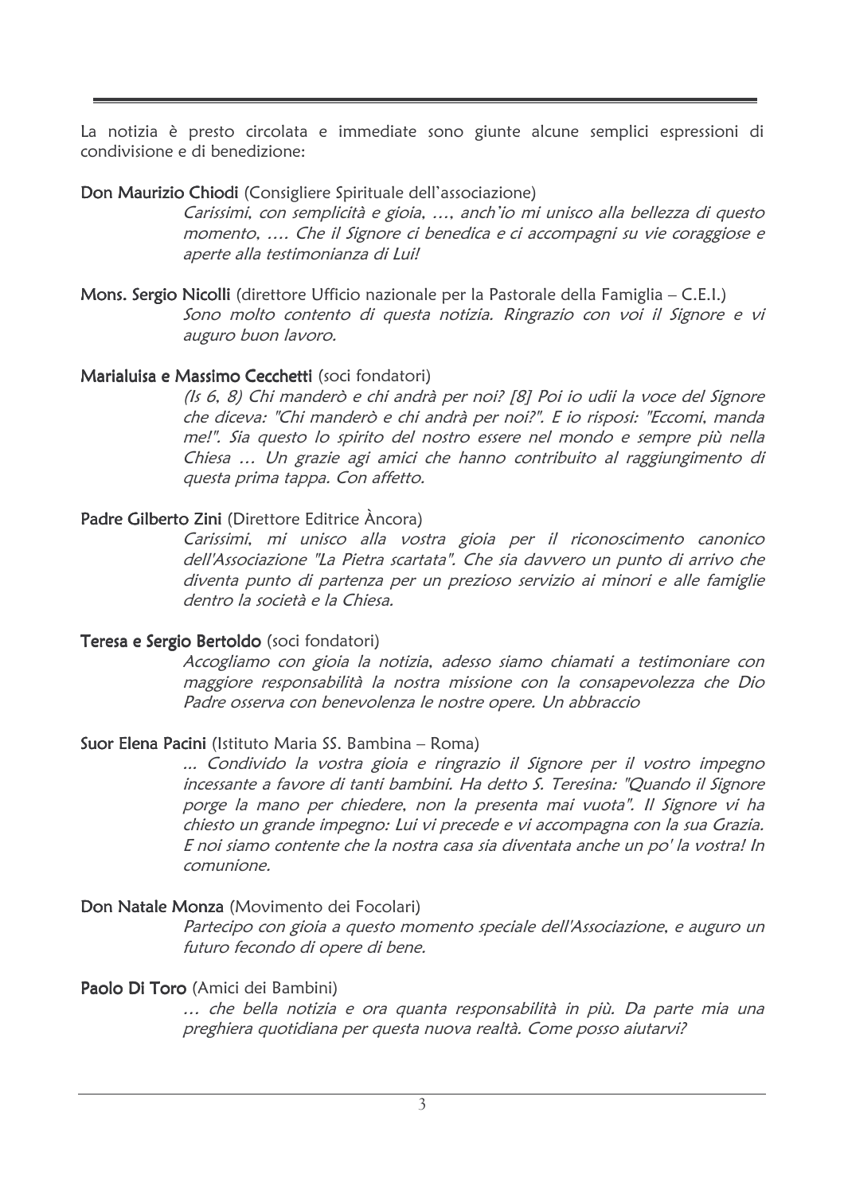La notizia è presto circolata e immediate sono giunte alcune semplici espressioni di condivisione e di benedizione:

**Don Maurizio Chiodi** (Consigliere Spirituale dell'associazione)

*Carissimi, con semplicità e gioia, …, anch'io mi unisco alla bellezza di questo momento, …. Che il Signore ci benedica e ci accompagni su vie coraggiose e aperte alla testimonianza di Lui!*

**Mons. Sergio Nicolli** (direttore Ufficio nazionale per la Pastorale della Famiglia – C.E.I.)

*Sono molto contento di questa notizia. Ringrazio con voi il Signore e vi auguro buon lavoro.*

**Marialuisa e Massimo Cecchetti** (soci fondatori)

*(Is 6, 8) Chi manderò e chi andrà per noi? [8] Poi io udii la voce del Signore che diceva: "Chi manderò e chi andrà per noi?". E io risposi: "Eccomi, manda me!". Sia questo lo spirito del nostro essere nel mondo e sempre più nella Chiesa … Un grazie agi amici che hanno contribuito al raggiungimento di questa prima tappa. Con affetto.*

**Padre Gilberto Zini** (Direttore Editrice Àncora)

*Carissimi, mi unisco alla vostra gioia per il riconoscimento canonico dell'Associazione "La Pietra scartata". Che sia davvero un punto di arrivo che diventa punto di partenza per un prezioso servizio ai minori e alle famiglie dentro la società e la Chiesa.*

**Teresa e Sergio Bertoldo** (soci fondatori)

*Accogliamo con gioia la notizia, adesso siamo chiamati a testimoniare con maggiore responsabilità la nostra missione con la consapevolezza che Dio Padre osserva con benevolenza le nostre opere. Un abbraccio*

**Suor Elena Pacini** (Istituto Maria SS. Bambina – Roma)

*... Condivido la vostra gioia e ringrazio il Signore per il vostro impegno incessante a favore di tanti bambini. Ha detto S. Teresina: "Quando il Signore porge la mano per chiedere, non la presenta mai vuota". Il Signore vi ha chiesto un grande impegno: Lui vi precede e vi accompagna con la sua Grazia. E noi siamo contente che la nostra casa sia diventata anche un po' la vostra! In comunione.*

**Don Natale Monza** (Movimento dei Focolari)

*Partecipo con gioia a questo momento speciale dell'Associazione, e auguro un futuro fecondo di opere di bene.*

**Paolo Di Toro** (Amici dei Bambini)

*… che bella notizia e ora quanta responsabilità in più. Da parte mia una preghiera quotidiana per questa nuova realtà. Come posso aiutarvi?*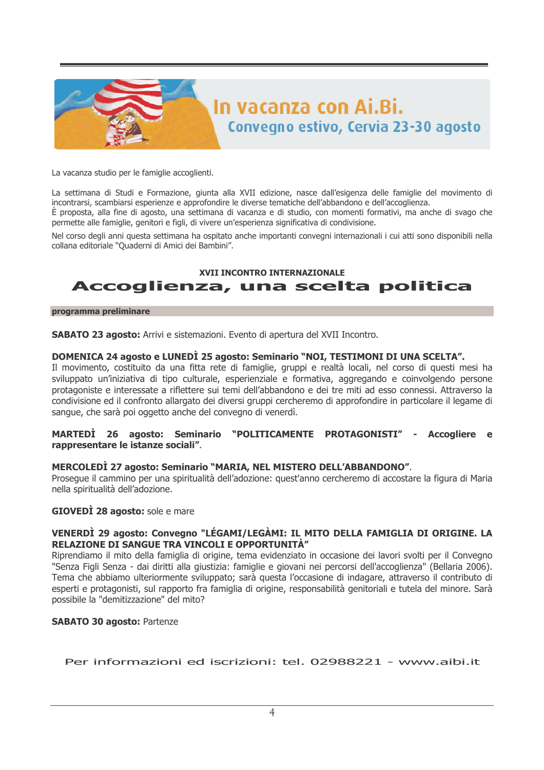# In vacanza con Ai.Bi.

## Convegno estivo, Cervia 23-30 agosto

La vacanza studio per le famiglie accoglienti.

La settimana di Studi e Formazione, giunta alla XVII edizione, nasce dall'esigenza delle famiglie del movimento di incontrarsi, scambiarsi esperienze e approfondire le diverse tematiche dell'abbandono e dell'accoglienza.
È proposta, alla fine di agosto, una settimana di vacanza e di studio, con momenti formativi, ma anche di svago che permette alle famiglie, genitori e figli, di vivere un'esperienza significativa di condivisione.

Nel corso degli anni questa settimana ha ospitato anche importanti convegni internazionali i cui atti sono disponibili nella collana editoriale "Quaderni di Amici dei Bambini".

**XVII INCONTRO INTERNAZIONALE**

# Accoglienza, una scelta politica

**programma preliminare**

**SABATO 23 agosto:** Arrivi e sistemazioni. Evento di apertura del XVII Incontro.

**DOMENICA 24 agosto e LUNEDÌ 25 agosto: Seminario "NOI, TESTIMONI DI UNA SCELTA".**
Il movimento, costituito da una fitta rete di famiglie, gruppi e realtà locali, nel corso di questi mesi ha sviluppato un'iniziativa di tipo culturale, esperienziale e formativa, aggregando e coinvolgendo persone protagoniste e interessate a riflettere sui temi dell'abbandono e dei tre miti ad esso connessi. Attraverso la condivisione ed il confronto allargato dei diversi gruppi cercheremo di approfondire in particolare il legame di sangue, che sarà poi oggetto anche del convegno di venerdì.

**MARTEDÌ 26 agosto: Seminario "POLITICAMENTE PROTAGONISTI" - Accogliere e rappresentare le istanze sociali"**.

**MERCOLEDÌ 27 agosto: Seminario "MARIA, NEL MISTERO DELL'ABBANDONO"**.
Prosegue il cammino per una spiritualità dell'adozione: quest'anno cercheremo di accostare la figura di Maria nella spiritualità dell'adozione.

**GIOVEDÌ 28 agosto:** sole e mare

**VENERDÌ 29 agosto: Convegno "LÉGAMI/LEGÀMI: IL MITO DELLA FAMIGLIA DI ORIGINE. LA RELAZIONE DI SANGUE TRA VINCOLI E OPPORTUNITÀ"**
Riprendiamo il mito della famiglia di origine, tema evidenziato in occasione dei lavori svolti per il Convegno "Senza Figli Senza - dai diritti alla giustizia: famiglie e giovani nei percorsi dell'accoglienza" (Bellaria 2006). Tema che abbiamo ulteriormente sviluppato; sarà questa l'occasione di indagare, attraverso il contributo di esperti e protagonisti, sul rapporto fra famiglia di origine, responsabilità genitoriali e tutela del minore. Sarà possibile la "demitizzazione" del mito?

**SABATO 30 agosto:** Partenze

Per informazioni ed iscrizioni: tel. 02988221 - www.aibi.it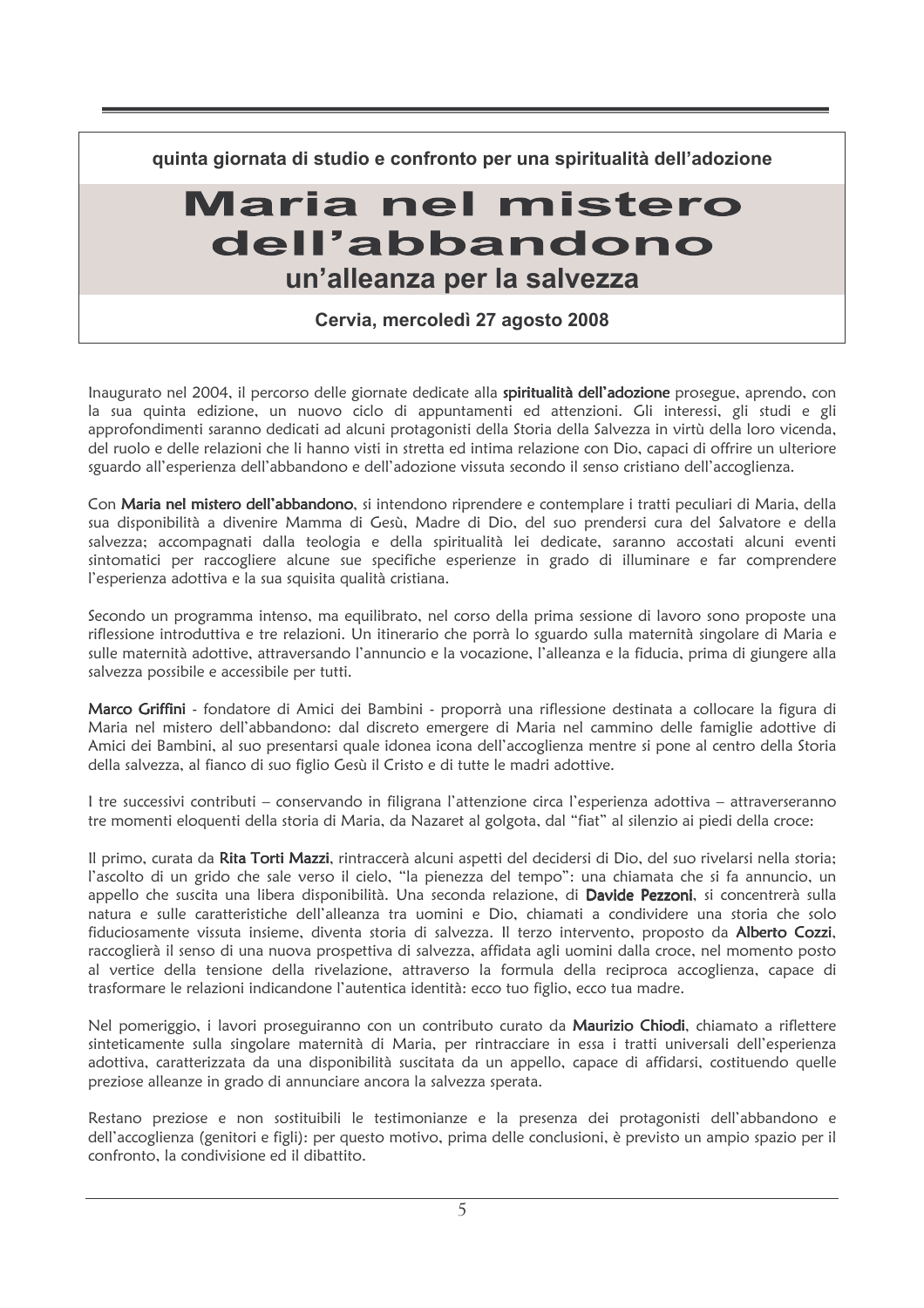**quinta giornata di studio e confronto per una spiritualità dell'adozione**

# Maria nel mistero dell'abbandono

## un'alleanza per la salvezza

**Cervia, mercoledì 27 agosto 2008**

Inaugurato nel 2004, il percorso delle giornate dedicate alla **spiritualità dell'adozione** prosegue, aprendo, con la sua quinta edizione, un nuovo ciclo di appuntamenti ed attenzioni. Gli interessi, gli studi e gli approfondimenti saranno dedicati ad alcuni protagonisti della Storia della Salvezza in virtù della loro vicenda, del ruolo e delle relazioni che li hanno visti in stretta ed intima relazione con Dio, capaci di offrire un ulteriore sguardo all'esperienza dell'abbandono e dell'adozione vissuta secondo il senso cristiano dell'accoglienza.

Con **Maria nel mistero dell'abbandono**, si intendono riprendere e contemplare i tratti peculiari di Maria, della sua disponibilità a divenire Mamma di Gesù, Madre di Dio, del suo prendersi cura del Salvatore e della salvezza; accompagnati dalla teologia e della spiritualità lei dedicate, saranno accostati alcuni eventi sintomatici per raccogliere alcune sue specifiche esperienze in grado di illuminare e far comprendere l'esperienza adottiva e la sua squisita qualità cristiana.

Secondo un programma intenso, ma equilibrato, nel corso della prima sessione di lavoro sono proposte una riflessione introduttiva e tre relazioni. Un itinerario che porrà lo sguardo sulla maternità singolare di Maria e sulle maternità adottive, attraversando l'annuncio e la vocazione, l'alleanza e la fiducia, prima di giungere alla salvezza possibile e accessibile per tutti.

**Marco Griffini** - fondatore di Amici dei Bambini - proporrà una riflessione destinata a collocare la figura di Maria nel mistero dell'abbandono: dal discreto emergere di Maria nel cammino delle famiglie adottive di Amici dei Bambini, al suo presentarsi quale idonea icona dell'accoglienza mentre si pone al centro della Storia della salvezza, al fianco di suo figlio Gesù il Cristo e di tutte le madri adottive.

I tre successivi contributi – conservando in filigrana l'attenzione circa l'esperienza adottiva – attraverseranno tre momenti eloquenti della storia di Maria, da Nazaret al golgota, dal "fiat" al silenzio ai piedi della croce:

Il primo, curata da **Rita Torti Mazzi**, rintraccerà alcuni aspetti del decidersi di Dio, del suo rivelarsi nella storia; l'ascolto di un grido che sale verso il cielo, "la pienezza del tempo": una chiamata che si fa annuncio, un appello che suscita una libera disponibilità. Una seconda relazione, di **Davide Pezzoni**, si concentrerà sulla natura e sulle caratteristiche dell'alleanza tra uomini e Dio, chiamati a condividere una storia che solo fiduciosamente vissuta insieme, diventa storia di salvezza. Il terzo intervento, proposto da **Alberto Cozzi**, raccoglierà il senso di una nuova prospettiva di salvezza, affidata agli uomini dalla croce, nel momento posto al vertice della tensione della rivelazione, attraverso la formula della reciproca accoglienza, capace di trasformare le relazioni indicandone l'autentica identità: ecco tuo figlio, ecco tua madre.

Nel pomeriggio, i lavori proseguiranno con un contributo curato da **Maurizio Chiodi**, chiamato a riflettere sinteticamente sulla singolare maternità di Maria, per rintracciare in essa i tratti universali dell'esperienza adottiva, caratterizzata da una disponibilità suscitata da un appello, capace di affidarsi, costituendo quelle preziose alleanze in grado di annunciare ancora la salvezza sperata.

Restano preziose e non sostituibili le testimonianze e la presenza dei protagonisti dell'abbandono e dell'accoglienza (genitori e figli): per questo motivo, prima delle conclusioni, è previsto un ampio spazio per il confronto, la condivisione ed il dibattito.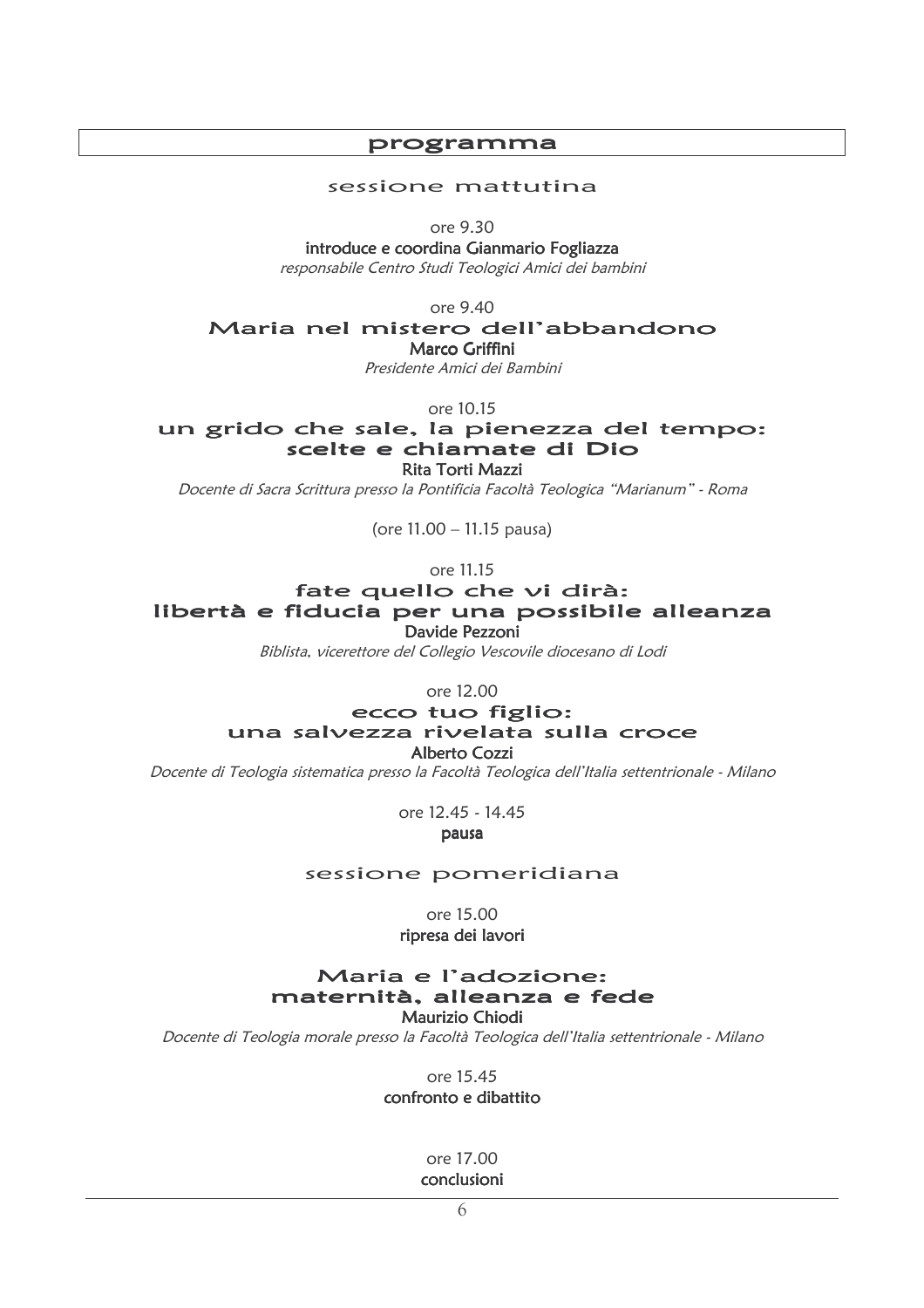## programma

### sessione mattutina

ore 9.30

**introduce e coordina Gianmario Fogliazza**

*responsabile Centro Studi Teologici Amici dei bambini*

ore 9.40

### Maria nel mistero dell'abbandono

**Marco Griffini**

*Presidente Amici dei Bambini*

ore 10.15

### un grido che sale, la pienezza del tempo: scelte e chiamate di Dio

**Rita Torti Mazzi**

*Docente di Sacra Scrittura presso la Pontificia Facoltà Teologica "Marianum" - Roma*

(ore 11.00 – 11.15 pausa)

ore 11.15

### fate quello che vi dirà: libertà e fiducia per una possibile alleanza

**Davide Pezzoni**

*Biblista, vicerettore del Collegio Vescovile diocesano di Lodi*

ore 12.00

### ecco tuo figlio: una salvezza rivelata sulla croce

**Alberto Cozzi**

*Docente di Teologia sistematica presso la Facoltà Teologica dell'Italia settentrionale - Milano*

ore 12.45 - 14.45

**pausa**

### sessione pomeridiana

ore 15.00

**ripresa dei lavori**

### Maria e l'adozione: maternità, alleanza e fede

**Maurizio Chiodi**

*Docente di Teologia morale presso la Facoltà Teologica dell'Italia settentrionale - Milano*

ore 15.45

**confronto e dibattito**

ore 17.00

**conclusioni**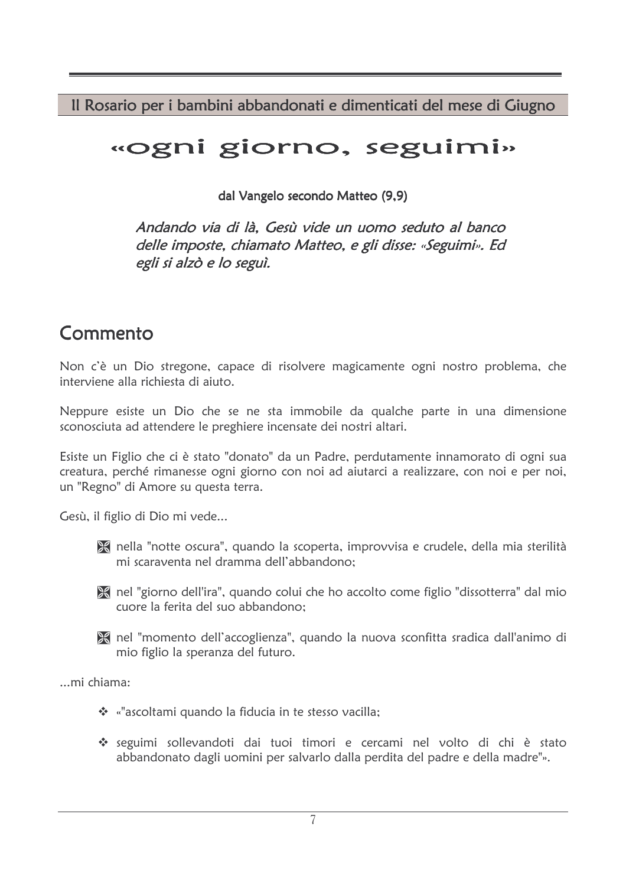Il Rosario per i bambini abbandonati e dimenticati del mese di Giugno

# «ogni giorno, seguimi»

dal Vangelo secondo Matteo (9,9)

*Andando via di là, Gesù vide un uomo seduto al banco delle imposte, chiamato Matteo, e gli disse: «Seguimi». Ed egli si alzò e lo seguì.*

## Commento

Non c'è un Dio stregone, capace di risolvere magicamente ogni nostro problema, che interviene alla richiesta di aiuto.

Neppure esiste un Dio che se ne sta immobile da qualche parte in una dimensione sconosciuta ad attendere le preghiere incensate dei nostri altari.

Esiste un Figlio che ci è stato "donato" da un Padre, perdutamente innamorato di ogni sua creatura, perché rimanesse ogni giorno con noi ad aiutarci a realizzare, con noi e per noi, un "Regno" di Amore su questa terra.

Gesù, il figlio di Dio mi vede...

- nella "notte oscura", quando la scoperta, improvvisa e crudele, della mia sterilità mi scaraventa nel dramma dell'abbandono;
- nel "giorno dell'ira", quando colui che ho accolto come figlio "dissotterra" dal mio cuore la ferita del suo abbandono;
- nel "momento dell'accoglienza", quando la nuova sconfitta sradica dall'animo di mio figlio la speranza del futuro.

...mi chiama:

- «"ascoltami quando la fiducia in te stesso vacilla;
- seguimi sollevandoti dai tuoi timori e cercami nel volto di chi è stato abbandonato dagli uomini per salvarlo dalla perdita del padre e della madre"».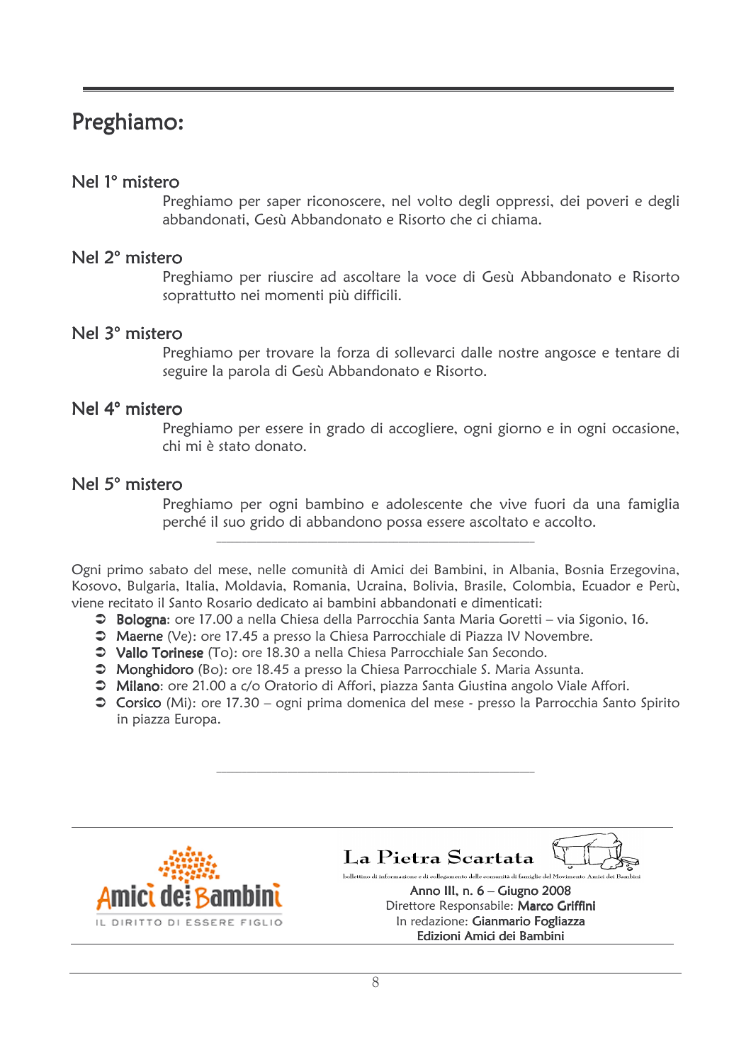# Preghiamo:

## Nel 1° mistero

Preghiamo per saper riconoscere, nel volto degli oppressi, dei poveri e degli abbandonati, Gesù Abbandonato e Risorto che ci chiama.

## Nel 2° mistero

Preghiamo per riuscire ad ascoltare la voce di Gesù Abbandonato e Risorto soprattutto nei momenti più difficili.

## Nel 3° mistero

Preghiamo per trovare la forza di sollevarci dalle nostre angosce e tentare di seguire la parola di Gesù Abbandonato e Risorto.

## Nel 4° mistero

Preghiamo per essere in grado di accogliere, ogni giorno e in ogni occasione, chi mi è stato donato.

## Nel 5° mistero

Preghiamo per ogni bambino e adolescente che vive fuori da una famiglia perché il suo grido di abbandono possa essere ascoltato e accolto.

---

Ogni primo sabato del mese, nelle comunità di Amici dei Bambini, in Albania, Bosnia Erzegovina, Kosovo, Bulgaria, Italia, Moldavia, Romania, Ucraina, Bolivia, Brasile, Colombia, Ecuador e Perù, viene recitato il Santo Rosario dedicato ai bambini abbandonati e dimenticati:

- **Bologna**: ore 17.00 a nella Chiesa della Parrocchia Santa Maria Goretti – via Sigonio, 16.
- **Maerne** (Ve): ore 17.45 a presso la Chiesa Parrocchiale di Piazza IV Novembre.
- **Vallo Torinese** (To): ore 18.30 a nella Chiesa Parrocchiale San Secondo.
- **Monghidoro** (Bo): ore 18.45 a presso la Chiesa Parrocchiale S. Maria Assunta.
- **Milano**: ore 21.00 a c/o Oratorio di Affori, piazza Santa Giustina angolo Viale Affori.
- **Corsico** (Mi): ore 17.30 – ogni prima domenica del mese - presso la Parrocchia Santo Spirito in piazza Europa.

---

Amici dei Bambini
IL DIRITTO DI ESSERE FIGLIO

La Pietra Scartata
bollettino di informazione e di collegamento delle comunità di famiglie del Movimento Amici dei Bambini

**Anno III, n. 6 – Giugno 2008**
Direttore Responsabile: **Marco Griffini**
In redazione: **Gianmario Fogliazza**
**Edizioni Amici dei Bambini**